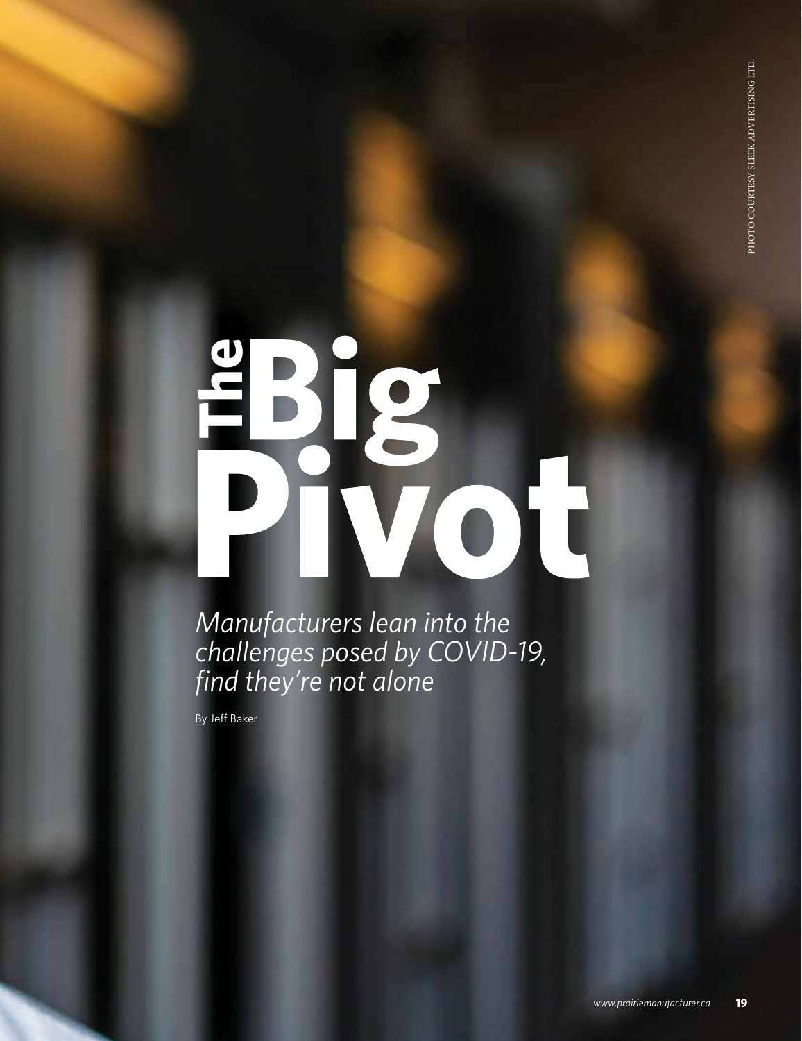# The Big Pivot

*Manufacturers lean into the challenges posed by COVID-19, find they're not alone*

By Jeff Baker

PHOTO COURTESY SLEEK ADVERTISING LTD.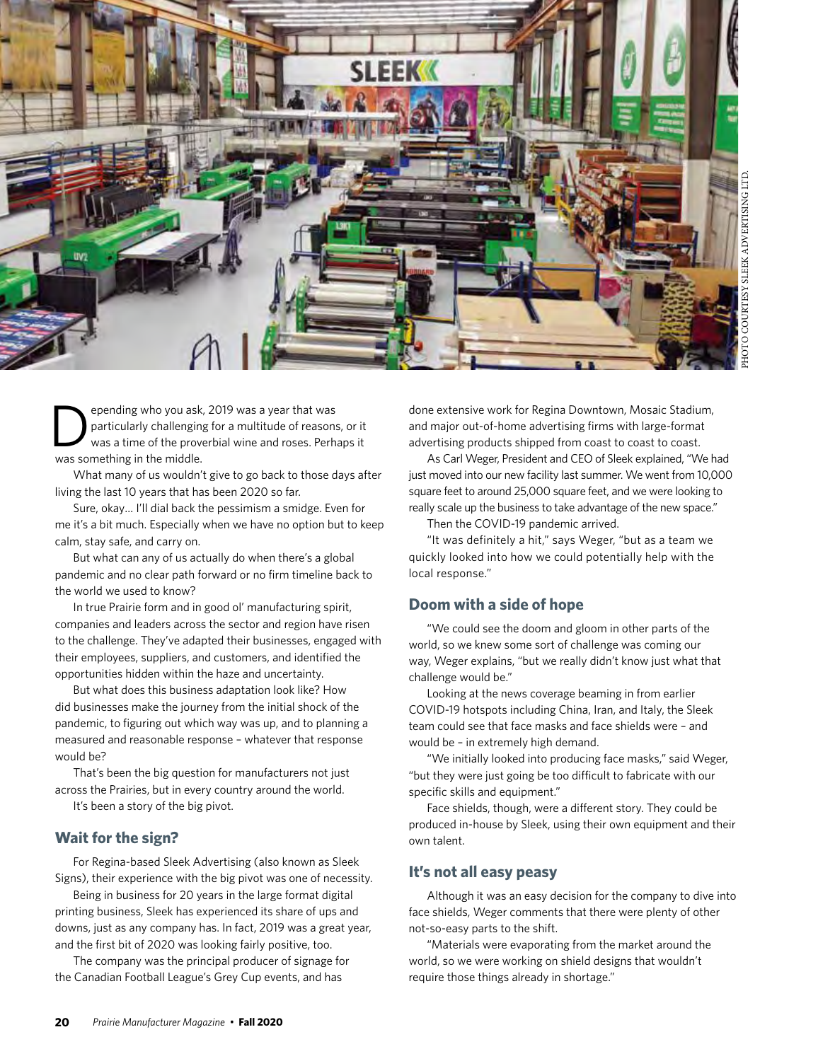PHOTO COURTESY SLEEK ADVERTISING LTD.

Depending who you ask, 2019 was a year that was particularly challenging for a multitude of reasons, or it was a time of the proverbial wine and roses. Perhaps it was something in the middle.

What many of us wouldn't give to go back to those days after living the last 10 years that has been 2020 so far.

Sure, okay… I'll dial back the pessimism a smidge. Even for me it's a bit much. Especially when we have no option but to keep calm, stay safe, and carry on.

But what can any of us actually do when there's a global pandemic and no clear path forward or no firm timeline back to the world we used to know?

In true Prairie form and in good ol' manufacturing spirit, companies and leaders across the sector and region have risen to the challenge. They've adapted their businesses, engaged with their employees, suppliers, and customers, and identified the opportunities hidden within the haze and uncertainty.

But what does this business adaptation look like? How did businesses make the journey from the initial shock of the pandemic, to figuring out which way was up, and to planning a measured and reasonable response – whatever that response would be?

That's been the big question for manufacturers not just across the Prairies, but in every country around the world.

It's been a story of the big pivot.

## Wait for the sign?

For Regina-based Sleek Advertising (also known as Sleek Signs), their experience with the big pivot was one of necessity.

Being in business for 20 years in the large format digital printing business, Sleek has experienced its share of ups and downs, just as any company has. In fact, 2019 was a great year, and the first bit of 2020 was looking fairly positive, too.

The company was the principal producer of signage for the Canadian Football League's Grey Cup events, and has done extensive work for Regina Downtown, Mosaic Stadium, and major out-of-home advertising firms with large-format advertising products shipped from coast to coast to coast.

As Carl Weger, President and CEO of Sleek explained, "We had just moved into our new facility last summer. We went from 10,000 square feet to around 25,000 square feet, and we were looking to really scale up the business to take advantage of the new space."

Then the COVID-19 pandemic arrived.

"It was definitely a hit," says Weger, "but as a team we quickly looked into how we could potentially help with the local response."

## Doom with a side of hope

"We could see the doom and gloom in other parts of the world, so we knew some sort of challenge was coming our way, Weger explains, "but we really didn't know just what that challenge would be."

Looking at the news coverage beaming in from earlier COVID-19 hotspots including China, Iran, and Italy, the Sleek team could see that face masks and face shields were – and would be – in extremely high demand.

"We initially looked into producing face masks," said Weger, "but they were just going be too difficult to fabricate with our specific skills and equipment."

Face shields, though, were a different story. They could be produced in-house by Sleek, using their own equipment and their own talent.

## It's not all easy peasy

Although it was an easy decision for the company to dive into face shields, Weger comments that there were plenty of other not-so-easy parts to the shift.

"Materials were evaporating from the market around the world, so we were working on shield designs that wouldn't require those things already in shortage."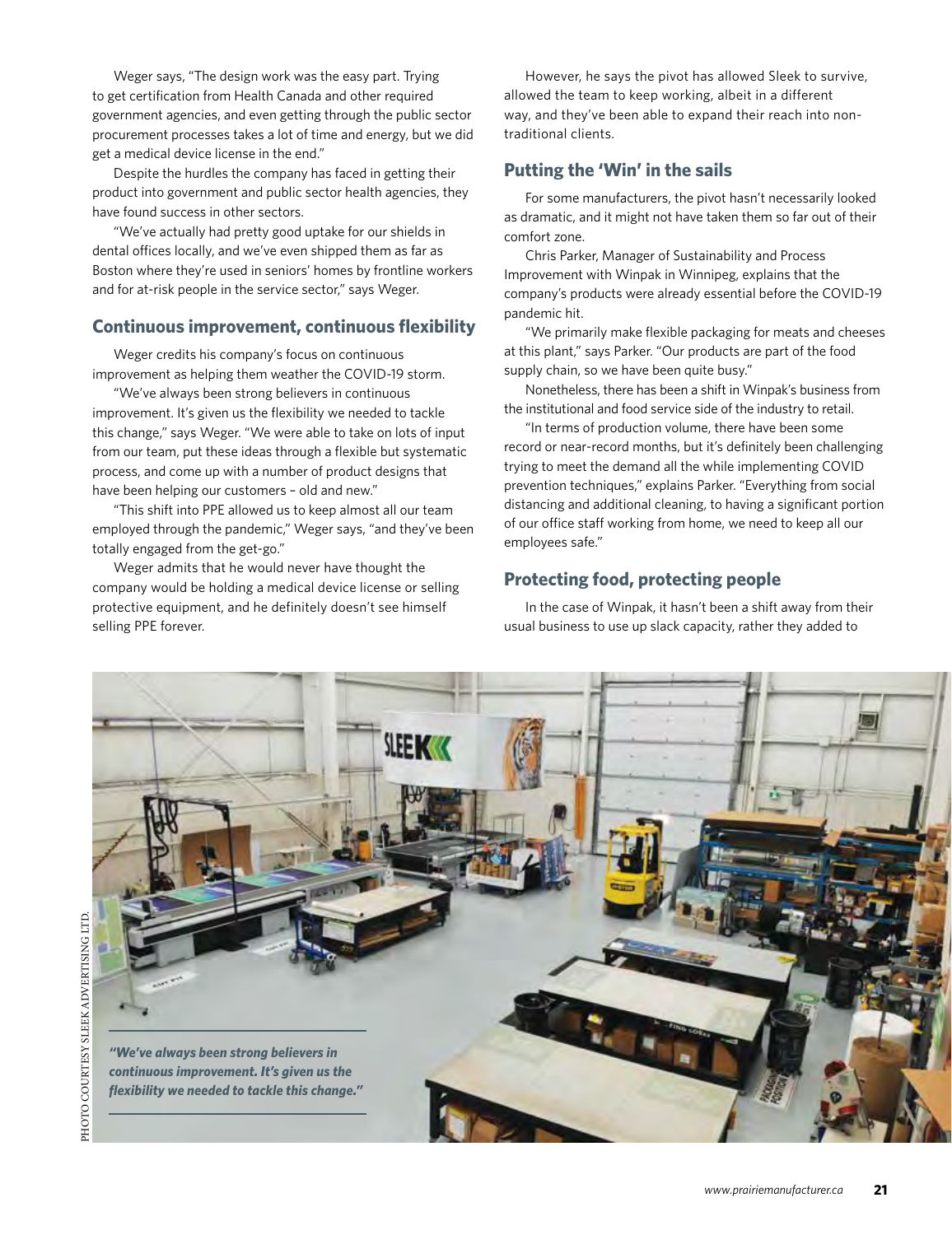Weger says, "The design work was the easy part. Trying to get certification from Health Canada and other required government agencies, and even getting through the public sector procurement processes takes a lot of time and energy, but we did get a medical device license in the end."

Despite the hurdles the company has faced in getting their product into government and public sector health agencies, they have found success in other sectors.

"We've actually had pretty good uptake for our shields in dental offices locally, and we've even shipped them as far as Boston where they're used in seniors' homes by frontline workers and for at-risk people in the service sector," says Weger.

## Continuous improvement, continuous flexibility

Weger credits his company's focus on continuous improvement as helping them weather the COVID-19 storm.

"We've always been strong believers in continuous improvement. It's given us the flexibility we needed to tackle this change," says Weger. "We were able to take on lots of input from our team, put these ideas through a flexible but systematic process, and come up with a number of product designs that have been helping our customers – old and new."

"This shift into PPE allowed us to keep almost all our team employed through the pandemic," Weger says, "and they've been totally engaged from the get-go."

Weger admits that he would never have thought the company would be holding a medical device license or selling protective equipment, and he definitely doesn't see himself selling PPE forever.

However, he says the pivot has allowed Sleek to survive, allowed the team to keep working, albeit in a different way, and they've been able to expand their reach into non-traditional clients.

## Putting the 'Win' in the sails

For some manufacturers, the pivot hasn't necessarily looked as dramatic, and it might not have taken them so far out of their comfort zone.

Chris Parker, Manager of Sustainability and Process Improvement with Winpak in Winnipeg, explains that the company's products were already essential before the COVID-19 pandemic hit.

"We primarily make flexible packaging for meats and cheeses at this plant," says Parker. "Our products are part of the food supply chain, so we have been quite busy."

Nonetheless, there has been a shift in Winpak's business from the institutional and food service side of the industry to retail.

"In terms of production volume, there have been some record or near-record months, but it's definitely been challenging trying to meet the demand all the while implementing COVID prevention techniques," explains Parker. "Everything from social distancing and additional cleaning, to having a significant portion of our office staff working from home, we need to keep all our employees safe."

## Protecting food, protecting people

In the case of Winpak, it hasn't been a shift away from their usual business to use up slack capacity, rather they added to

PHOTO COURTESY SLEEK ADVERTISING LTD.

***"We've always been strong believers in continuous improvement. It's given us the flexibility we needed to tackle this change."***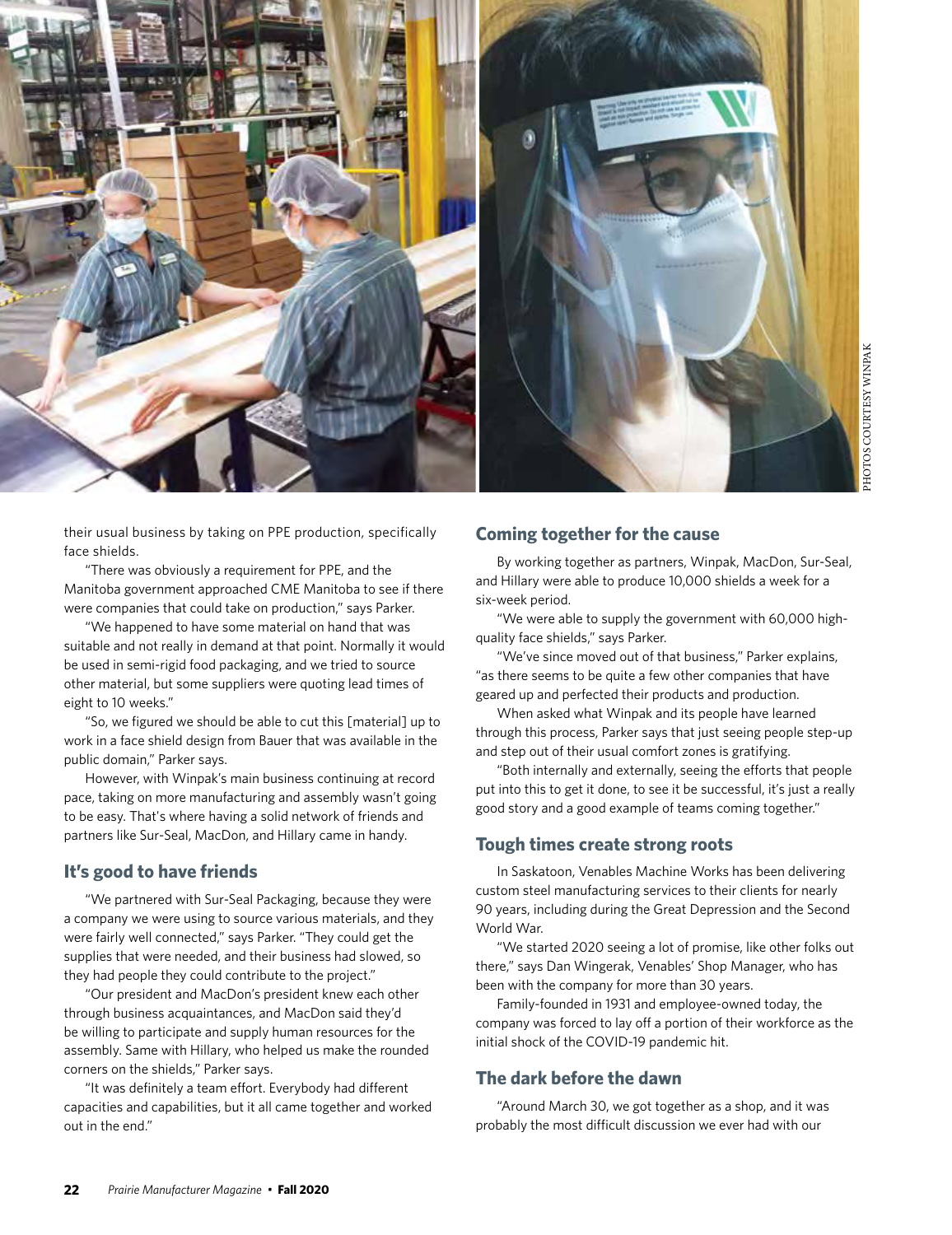PHOTOS COURTESY WINPAK

their usual business by taking on PPE production, specifically face shields.

"There was obviously a requirement for PPE, and the Manitoba government approached CME Manitoba to see if there were companies that could take on production," says Parker.

"We happened to have some material on hand that was suitable and not really in demand at that point. Normally it would be used in semi-rigid food packaging, and we tried to source other material, but some suppliers were quoting lead times of eight to 10 weeks."

"So, we figured we should be able to cut this [material] up to work in a face shield design from Bauer that was available in the public domain," Parker says.

However, with Winpak's main business continuing at record pace, taking on more manufacturing and assembly wasn't going to be easy. That's where having a solid network of friends and partners like Sur-Seal, MacDon, and Hillary came in handy.

## It's good to have friends

"We partnered with Sur-Seal Packaging, because they were a company we were using to source various materials, and they were fairly well connected," says Parker. "They could get the supplies that were needed, and their business had slowed, so they had people they could contribute to the project."

"Our president and MacDon's president knew each other through business acquaintances, and MacDon said they'd be willing to participate and supply human resources for the assembly. Same with Hillary, who helped us make the rounded corners on the shields," Parker says.

"It was definitely a team effort. Everybody had different capacities and capabilities, but it all came together and worked out in the end."

## Coming together for the cause

By working together as partners, Winpak, MacDon, Sur-Seal, and Hillary were able to produce 10,000 shields a week for a six-week period.

"We were able to supply the government with 60,000 high-quality face shields," says Parker.

"We've since moved out of that business," Parker explains, "as there seems to be quite a few other companies that have geared up and perfected their products and production.

When asked what Winpak and its people have learned through this process, Parker says that just seeing people step-up and step out of their usual comfort zones is gratifying.

"Both internally and externally, seeing the efforts that people put into this to get it done, to see it be successful, it's just a really good story and a good example of teams coming together."

## Tough times create strong roots

In Saskatoon, Venables Machine Works has been delivering custom steel manufacturing services to their clients for nearly 90 years, including during the Great Depression and the Second World War.

"We started 2020 seeing a lot of promise, like other folks out there," says Dan Wingerak, Venables' Shop Manager, who has been with the company for more than 30 years.

Family-founded in 1931 and employee-owned today, the company was forced to lay off a portion of their workforce as the initial shock of the COVID-19 pandemic hit.

## The dark before the dawn

"Around March 30, we got together as a shop, and it was probably the most difficult discussion we ever had with our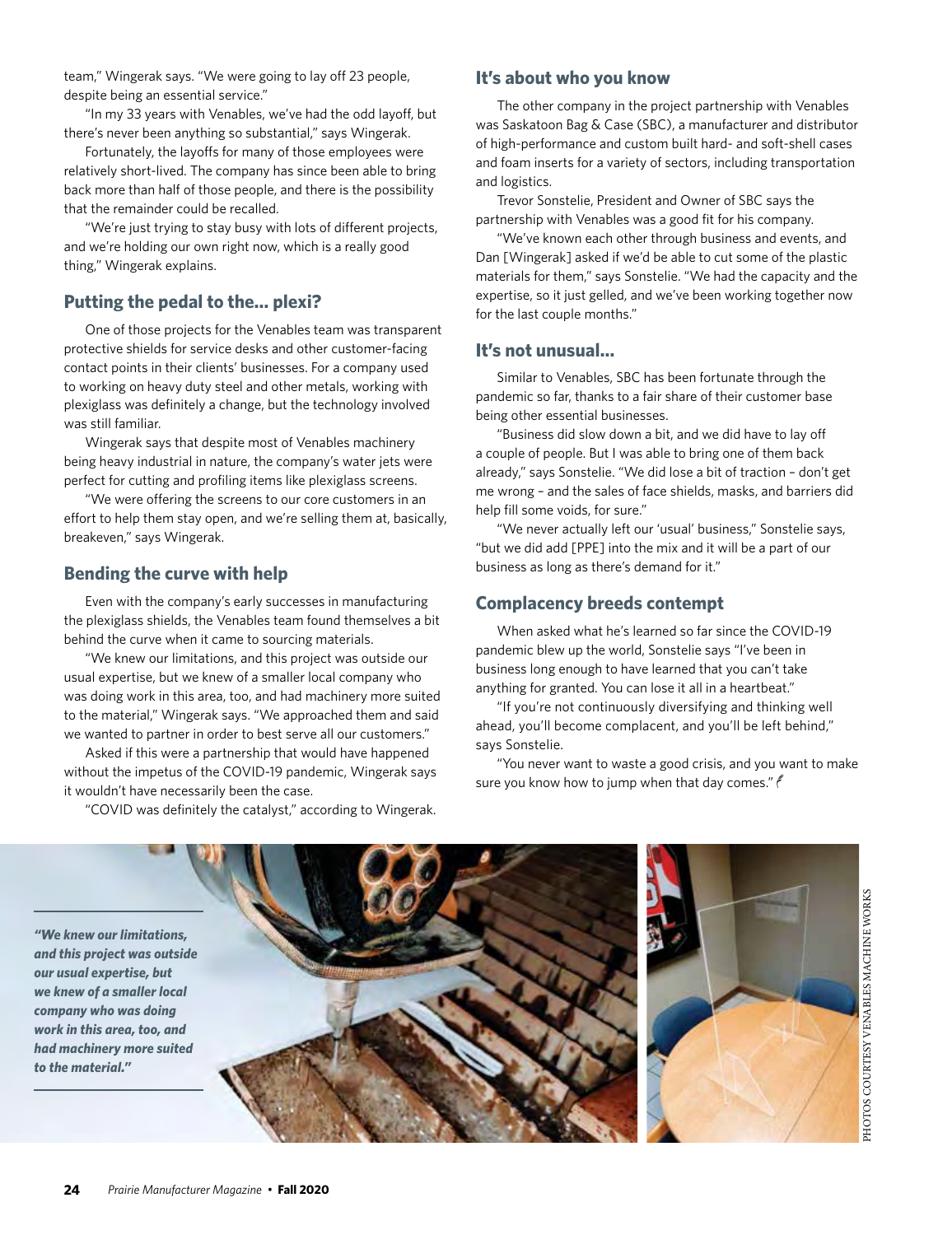team," Wingerak says. "We were going to lay off 23 people, despite being an essential service."

"In my 33 years with Venables, we've had the odd layoff, but there's never been anything so substantial," says Wingerak.

Fortunately, the layoffs for many of those employees were relatively short-lived. The company has since been able to bring back more than half of those people, and there is the possibility that the remainder could be recalled.

"We're just trying to stay busy with lots of different projects, and we're holding our own right now, which is a really good thing," Wingerak explains.

## Putting the pedal to the... plexi?

One of those projects for the Venables team was transparent protective shields for service desks and other customer-facing contact points in their clients' businesses. For a company used to working on heavy duty steel and other metals, working with plexiglass was definitely a change, but the technology involved was still familiar.

Wingerak says that despite most of Venables machinery being heavy industrial in nature, the company's water jets were perfect for cutting and profiling items like plexiglass screens.

"We were offering the screens to our core customers in an effort to help them stay open, and we're selling them at, basically, breakeven," says Wingerak.

## Bending the curve with help

Even with the company's early successes in manufacturing the plexiglass shields, the Venables team found themselves a bit behind the curve when it came to sourcing materials.

"We knew our limitations, and this project was outside our usual expertise, but we knew of a smaller local company who was doing work in this area, too, and had machinery more suited to the material," Wingerak says. "We approached them and said we wanted to partner in order to best serve all our customers."

Asked if this were a partnership that would have happened without the impetus of the COVID-19 pandemic, Wingerak says it wouldn't have necessarily been the case.

"COVID was definitely the catalyst," according to Wingerak.

## It's about who you know

The other company in the project partnership with Venables was Saskatoon Bag & Case (SBC), a manufacturer and distributor of high-performance and custom built hard- and soft-shell cases and foam inserts for a variety of sectors, including transportation and logistics.

Trevor Sonstelie, President and Owner of SBC says the partnership with Venables was a good fit for his company.

"We've known each other through business and events, and Dan [Wingerak] asked if we'd be able to cut some of the plastic materials for them," says Sonstelie. "We had the capacity and the expertise, so it just gelled, and we've been working together now for the last couple months."

## It's not unusual...

Similar to Venables, SBC has been fortunate through the pandemic so far, thanks to a fair share of their customer base being other essential businesses.

"Business did slow down a bit, and we did have to lay off a couple of people. But I was able to bring one of them back already," says Sonstelie. "We did lose a bit of traction – don't get me wrong – and the sales of face shields, masks, and barriers did help fill some voids, for sure."

"We never actually left our 'usual' business," Sonstelie says, "but we did add [PPE] into the mix and it will be a part of our business as long as there's demand for it."

## Complacency breeds contempt

When asked what he's learned so far since the COVID-19 pandemic blew up the world, Sonstelie says "I've been in business long enough to have learned that you can't take anything for granted. You can lose it all in a heartbeat."

"If you're not continuously diversifying and thinking well ahead, you'll become complacent, and you'll be left behind," says Sonstelie.

"You never want to waste a good crisis, and you want to make sure you know how to jump when that day comes."

***"We knew our limitations, and this project was outside our usual expertise, but we knew of a smaller local company who was doing work in this area, too, and had machinery more suited to the material."***

PHOTOS COURTESY VENABLES MACHINE WORKS